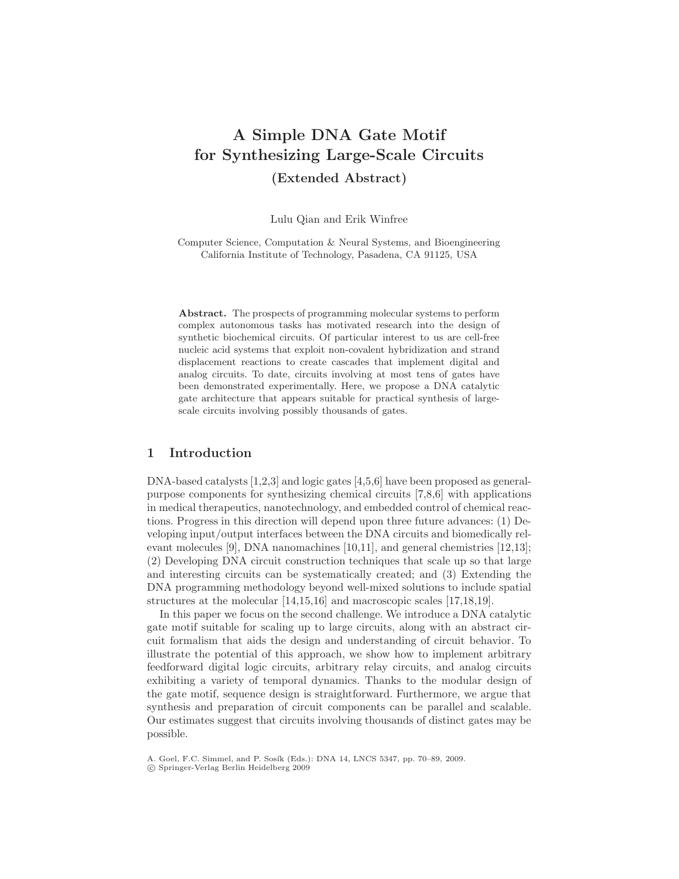# A Simple DNA Gate Motif for Synthesizing Large-Scale Circuits

## (Extended Abstract)

Lulu Qian and Erik Winfree

Computer Science, Computation & Neural Systems, and Bioengineering
California Institute of Technology, Pasadena, CA 91125, USA

**Abstract.** The prospects of programming molecular systems to perform complex autonomous tasks has motivated research into the design of synthetic biochemical circuits. Of particular interest to us are cell-free nucleic acid systems that exploit non-covalent hybridization and strand displacement reactions to create cascades that implement digital and analog circuits. To date, circuits involving at most tens of gates have been demonstrated experimentally. Here, we propose a DNA catalytic gate architecture that appears suitable for practical synthesis of large-scale circuits involving possibly thousands of gates.

## 1 Introduction

DNA-based catalysts [1,2,3] and logic gates [4,5,6] have been proposed as general-purpose components for synthesizing chemical circuits [7,8,6] with applications in medical therapeutics, nanotechnology, and embedded control of chemical reactions. Progress in this direction will depend upon three future advances: (1) Developing input/output interfaces between the DNA circuits and biomedically relevant molecules [9], DNA nanomachines [10,11], and general chemistries [12,13]; (2) Developing DNA circuit construction techniques that scale up so that large and interesting circuits can be systematically created; and (3) Extending the DNA programming methodology beyond well-mixed solutions to include spatial structures at the molecular [14,15,16] and macroscopic scales [17,18,19].

In this paper we focus on the second challenge. We introduce a DNA catalytic gate motif suitable for scaling up to large circuits, along with an abstract circuit formalism that aids the design and understanding of circuit behavior. To illustrate the potential of this approach, we show how to implement arbitrary feedforward digital logic circuits, arbitrary relay circuits, and analog circuits exhibiting a variety of temporal dynamics. Thanks to the modular design of the gate motif, sequence design is straightforward. Furthermore, we argue that synthesis and preparation of circuit components can be parallel and scalable. Our estimates suggest that circuits involving thousands of distinct gates may be possible.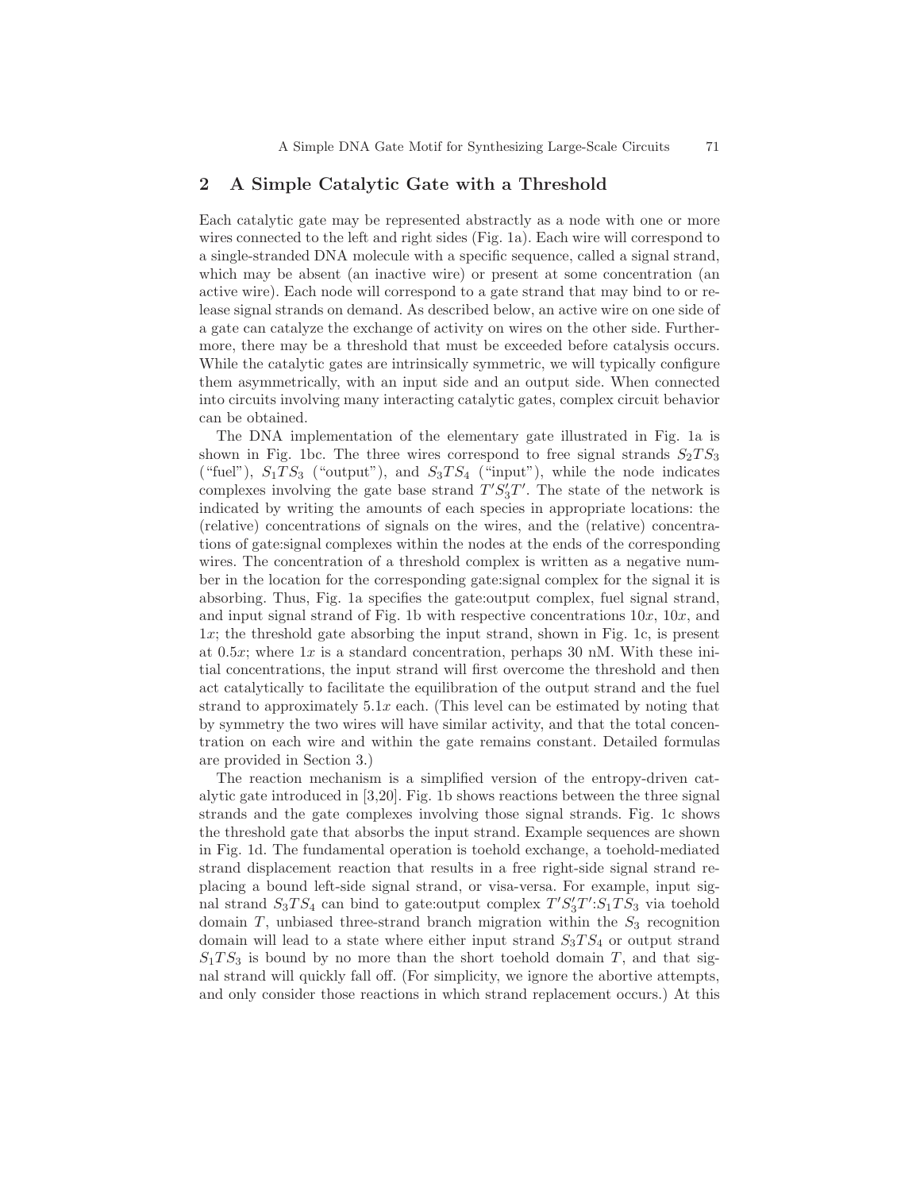## 2 A Simple Catalytic Gate with a Threshold

Each catalytic gate may be represented abstractly as a node with one or more wires connected to the left and right sides (Fig. 1a). Each wire will correspond to a single-stranded DNA molecule with a specific sequence, called a signal strand, which may be absent (an inactive wire) or present at some concentration (an active wire). Each node will correspond to a gate strand that may bind to or release signal strands on demand. As described below, an active wire on one side of a gate can catalyze the exchange of activity on wires on the other side. Furthermore, there may be a threshold that must be exceeded before catalysis occurs. While the catalytic gates are intrinsically symmetric, we will typically configure them asymmetrically, with an input side and an output side. When connected into circuits involving many interacting catalytic gates, complex circuit behavior can be obtained.

The DNA implementation of the elementary gate illustrated in Fig. 1a is shown in Fig. 1bc. The three wires correspond to free signal strands $S_2TS_3$ ("fuel"), $S_1TS_3$ ("output"), and $S_3TS_4$ ("input"), while the node indicates complexes involving the gate base strand $T'S_3'T'$. The state of the network is indicated by writing the amounts of each species in appropriate locations: the (relative) concentrations of signals on the wires, and the (relative) concentrations of gate:signal complexes within the nodes at the ends of the corresponding wires. The concentration of a threshold complex is written as a negative number in the location for the corresponding gate:signal complex for the signal it is absorbing. Thus, Fig. 1a specifies the gate:output complex, fuel signal strand, and input signal strand of Fig. 1b with respective concentrations $10x$, $10x$, and $1x$; the threshold gate absorbing the input strand, shown in Fig. 1c, is present at $0.5x$; where $1x$ is a standard concentration, perhaps 30 nM. With these initial concentrations, the input strand will first overcome the threshold and then act catalytically to facilitate the equilibration of the output strand and the fuel strand to approximately $5.1x$ each. (This level can be estimated by noting that by symmetry the two wires will have similar activity, and that the total concentration on each wire and within the gate remains constant. Detailed formulas are provided in Section 3.)

The reaction mechanism is a simplified version of the entropy-driven catalytic gate introduced in [3,20]. Fig. 1b shows reactions between the three signal strands and the gate complexes involving those signal strands. Fig. 1c shows the threshold gate that absorbs the input strand. Example sequences are shown in Fig. 1d. The fundamental operation is toehold exchange, a toehold-mediated strand displacement reaction that results in a free right-side signal strand replacing a bound left-side signal strand, or visa-versa. For example, input signal strand $S_3TS_4$ can bind to gate:output complex $T'S_3'T'$:$S_1TS_3$ via toehold domain $T$, unbiased three-strand branch migration within the $S_3$ recognition domain will lead to a state where either input strand $S_3TS_4$ or output strand $S_1TS_3$ is bound by no more than the short toehold domain $T$, and that signal strand will quickly fall off. (For simplicity, we ignore the abortive attempts, and only consider those reactions in which strand replacement occurs.) At this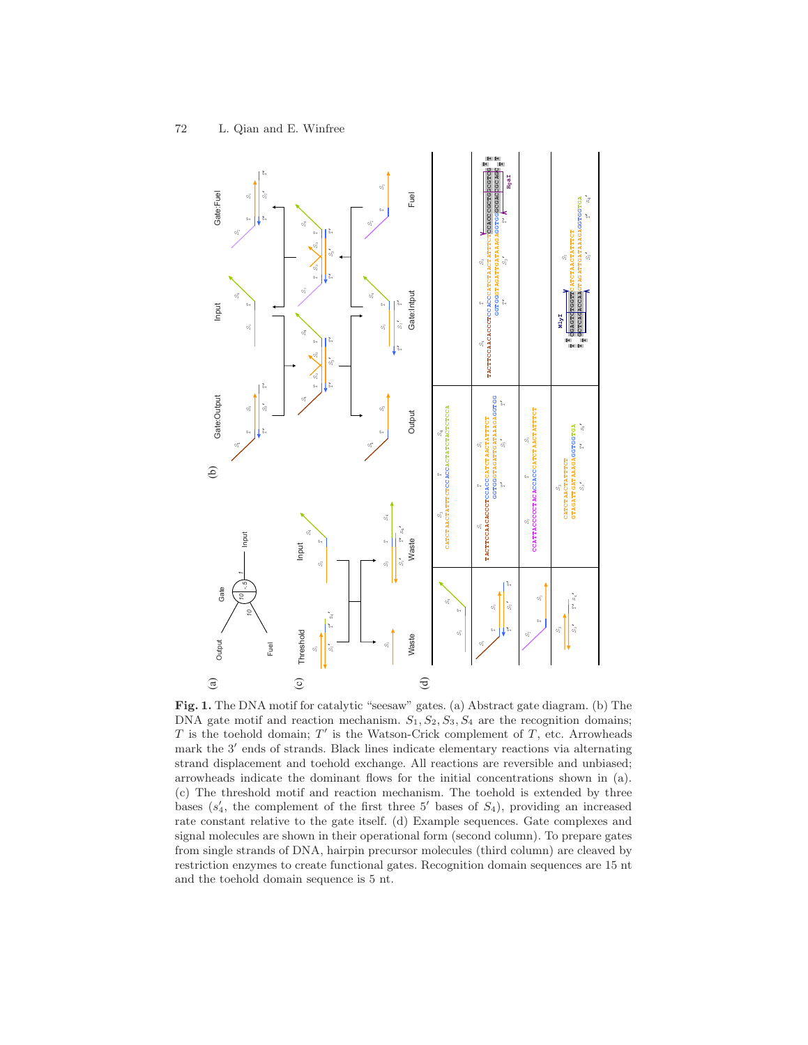**Fig. 1.** The DNA motif for catalytic "seesaw" gates. (a) Abstract gate diagram. (b) The DNA gate motif and reaction mechanism. $S_1, S_2, S_3, S_4$ are the recognition domains; $T$ is the toehold domain; $T'$ is the Watson-Crick complement of $T$, etc. Arrowheads mark the $3'$ ends of strands. Black lines indicate elementary reactions via alternating strand displacement and toehold exchange. All reactions are reversible and unbiased; arrowheads indicate the dominant flows for the initial concentrations shown in (a). (c) The threshold motif and reaction mechanism. The toehold is extended by three bases ($s_4'$, the complement of the first three $5'$ bases of $S_4$), providing an increased rate constant relative to the gate itself. (d) Example sequences. Gate complexes and signal molecules are shown in their operational form (second column). To prepare gates from single strands of DNA, hairpin precursor molecules (third column) are cleaved by restriction enzymes to create functional gates. Recognition domain sequences are 15 nt and the toehold domain sequence is 5 nt.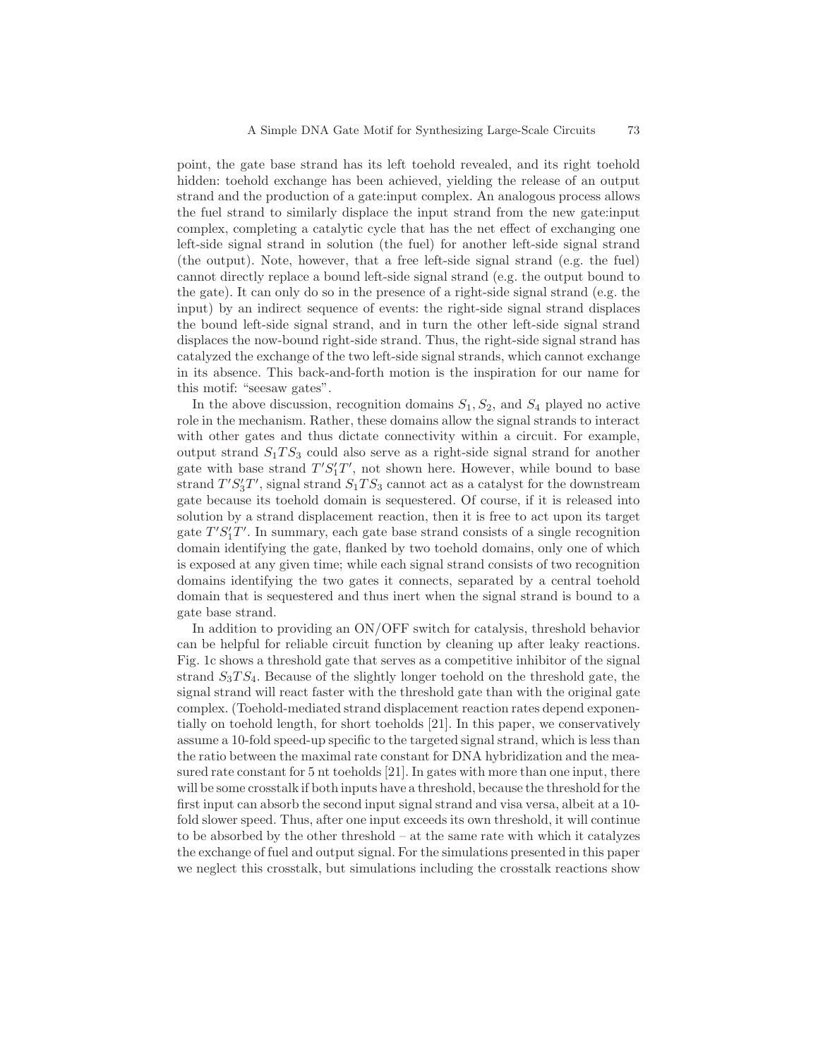point, the gate base strand has its left toehold revealed, and its right toehold hidden: toehold exchange has been achieved, yielding the release of an output strand and the production of a gate:input complex. An analogous process allows the fuel strand to similarly displace the input strand from the new gate:input complex, completing a catalytic cycle that has the net effect of exchanging one left-side signal strand in solution (the fuel) for another left-side signal strand (the output). Note, however, that a free left-side signal strand (e.g. the fuel) cannot directly replace a bound left-side signal strand (e.g. the output bound to the gate). It can only do so in the presence of a right-side signal strand (e.g. the input) by an indirect sequence of events: the right-side signal strand displaces the bound left-side signal strand, and in turn the other left-side signal strand displaces the now-bound right-side strand. Thus, the right-side signal strand has catalyzed the exchange of the two left-side signal strands, which cannot exchange in its absence. This back-and-forth motion is the inspiration for our name for this motif: "seesaw gates".

In the above discussion, recognition domains $S_1, S_2$, and $S_4$ played no active role in the mechanism. Rather, these domains allow the signal strands to interact with other gates and thus dictate connectivity within a circuit. For example, output strand $S_1TS_3$ could also serve as a right-side signal strand for another gate with base strand $T'S_1'T'$, not shown here. However, while bound to base strand $T'S_3'T'$, signal strand $S_1TS_3$ cannot act as a catalyst for the downstream gate because its toehold domain is sequestered. Of course, if it is released into solution by a strand displacement reaction, then it is free to act upon its target gate $T'S_1'T'$. In summary, each gate base strand consists of a single recognition domain identifying the gate, flanked by two toehold domains, only one of which is exposed at any given time; while each signal strand consists of two recognition domains identifying the two gates it connects, separated by a central toehold domain that is sequestered and thus inert when the signal strand is bound to a gate base strand.

In addition to providing an ON/OFF switch for catalysis, threshold behavior can be helpful for reliable circuit function by cleaning up after leaky reactions. Fig. 1c shows a threshold gate that serves as a competitive inhibitor of the signal strand $S_3TS_4$. Because of the slightly longer toehold on the threshold gate, the signal strand will react faster with the threshold gate than with the original gate complex. (Toehold-mediated strand displacement reaction rates depend exponentially on toehold length, for short toeholds [21]. In this paper, we conservatively assume a 10-fold speed-up specific to the targeted signal strand, which is less than the ratio between the maximal rate constant for DNA hybridization and the measured rate constant for 5 nt toeholds [21]. In gates with more than one input, there will be some crosstalk if both inputs have a threshold, because the threshold for the first input can absorb the second input signal strand and visa versa, albeit at a 10-fold slower speed. Thus, after one input exceeds its own threshold, it will continue to be absorbed by the other threshold – at the same rate with which it catalyzes the exchange of fuel and output signal. For the simulations presented in this paper we neglect this crosstalk, but simulations including the crosstalk reactions show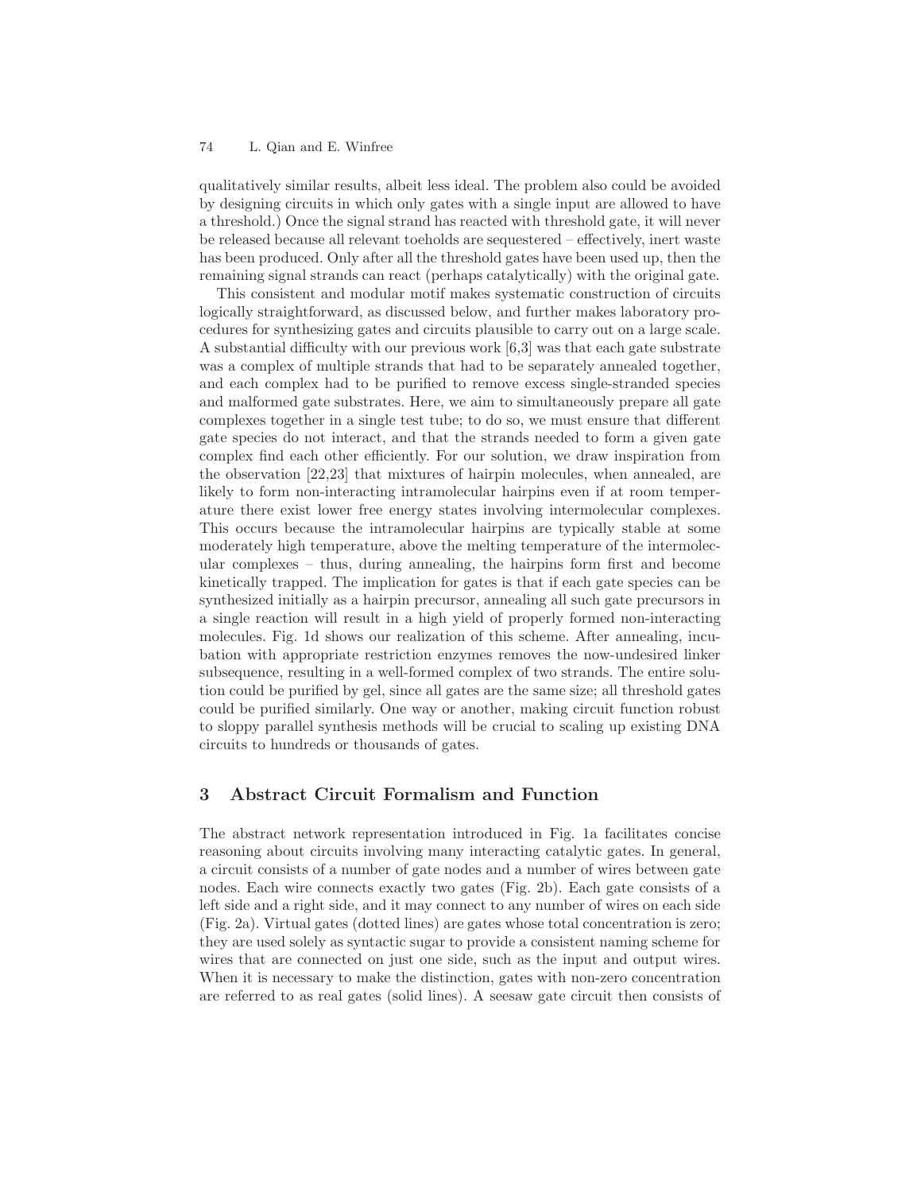qualitatively similar results, albeit less ideal. The problem also could be avoided by designing circuits in which only gates with a single input are allowed to have a threshold.) Once the signal strand has reacted with threshold gate, it will never be released because all relevant toeholds are sequestered – effectively, inert waste has been produced. Only after all the threshold gates have been used up, then the remaining signal strands can react (perhaps catalytically) with the original gate.

This consistent and modular motif makes systematic construction of circuits logically straightforward, as discussed below, and further makes laboratory procedures for synthesizing gates and circuits plausible to carry out on a large scale. A substantial difficulty with our previous work [6,3] was that each gate substrate was a complex of multiple strands that had to be separately annealed together, and each complex had to be purified to remove excess single-stranded species and malformed gate substrates. Here, we aim to simultaneously prepare all gate complexes together in a single test tube; to do so, we must ensure that different gate species do not interact, and that the strands needed to form a given gate complex find each other efficiently. For our solution, we draw inspiration from the observation [22,23] that mixtures of hairpin molecules, when annealed, are likely to form non-interacting intramolecular hairpins even if at room temperature there exist lower free energy states involving intermolecular complexes. This occurs because the intramolecular hairpins are typically stable at some moderately high temperature, above the melting temperature of the intermolecular complexes – thus, during annealing, the hairpins form first and become kinetically trapped. The implication for gates is that if each gate species can be synthesized initially as a hairpin precursor, annealing all such gate precursors in a single reaction will result in a high yield of properly formed non-interacting molecules. Fig. 1d shows our realization of this scheme. After annealing, incubation with appropriate restriction enzymes removes the now-undesired linker subsequence, resulting in a well-formed complex of two strands. The entire solution could be purified by gel, since all gates are the same size; all threshold gates could be purified similarly. One way or another, making circuit function robust to sloppy parallel synthesis methods will be crucial to scaling up existing DNA circuits to hundreds or thousands of gates.

## 3 Abstract Circuit Formalism and Function

The abstract network representation introduced in Fig. 1a facilitates concise reasoning about circuits involving many interacting catalytic gates. In general, a circuit consists of a number of gate nodes and a number of wires between gate nodes. Each wire connects exactly two gates (Fig. 2b). Each gate consists of a left side and a right side, and it may connect to any number of wires on each side (Fig. 2a). Virtual gates (dotted lines) are gates whose total concentration is zero; they are used solely as syntactic sugar to provide a consistent naming scheme for wires that are connected on just one side, such as the input and output wires. When it is necessary to make the distinction, gates with non-zero concentration are referred to as real gates (solid lines). A seesaw gate circuit then consists of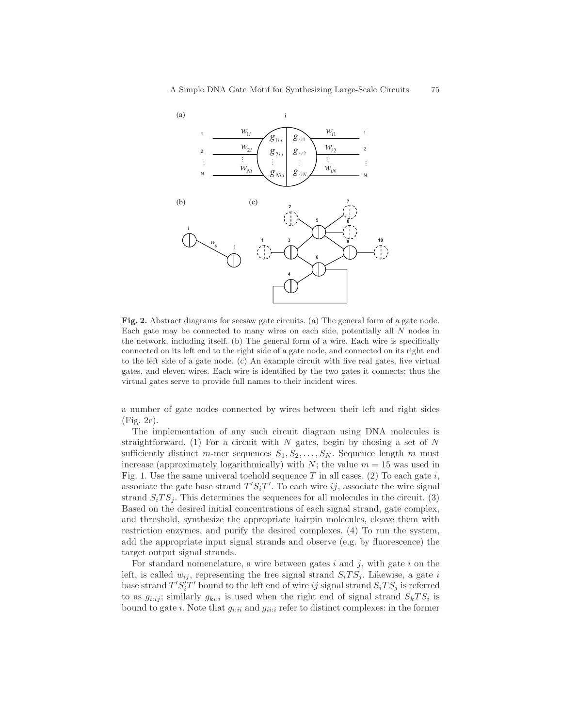**Fig. 2.** Abstract diagrams for seesaw gate circuits. (a) The general form of a gate node. Each gate may be connected to many wires on each side, potentially all $N$ nodes in the network, including itself. (b) The general form of a wire. Each wire is specifically connected on its left end to the right side of a gate node, and connected on its right end to the left side of a gate node. (c) An example circuit with five real gates, five virtual gates, and eleven wires. Each wire is identified by the two gates it connects; thus the virtual gates serve to provide full names to their incident wires.

a number of gate nodes connected by wires between their left and right sides (Fig. 2c).

The implementation of any such circuit diagram using DNA molecules is straightforward. (1) For a circuit with $N$ gates, begin by chosing a set of $N$ sufficiently distinct $m$-mer sequences $S_1, S_2, \ldots, S_N$. Sequence length $m$ must increase (approximately logarithmically) with $N$; the value $m = 15$ was used in Fig. 1. Use the same univeral toehold sequence $T$ in all cases. (2) To each gate $i$, associate the gate base strand $T'S_iT'$. To each wire $ij$, associate the wire signal strand $S_iTS_j$. This determines the sequences for all molecules in the circuit. (3) Based on the desired initial concentrations of each signal strand, gate complex, and threshold, synthesize the appropriate hairpin molecules, cleave them with restriction enzymes, and purify the desired complexes. (4) To run the system, add the appropriate input signal strands and observe (e.g. by fluorescence) the target output signal strands.

For standard nomenclature, a wire between gates $i$ and $j$, with gate $i$ on the left, is called $w_{ij}$, representing the free signal strand $S_iTS_j$. Likewise, a gate $i$ base strand $T'S_i'T'$ bound to the left end of wire $ij$ signal strand $S_iTS_j$ is referred to as $g_{i:ij}$; similarly $g_{ki:i}$ is used when the right end of signal strand $S_kTS_i$ is bound to gate $i$. Note that $g_{i:ii}$ and $g_{ii:i}$ refer to distinct complexes: in the former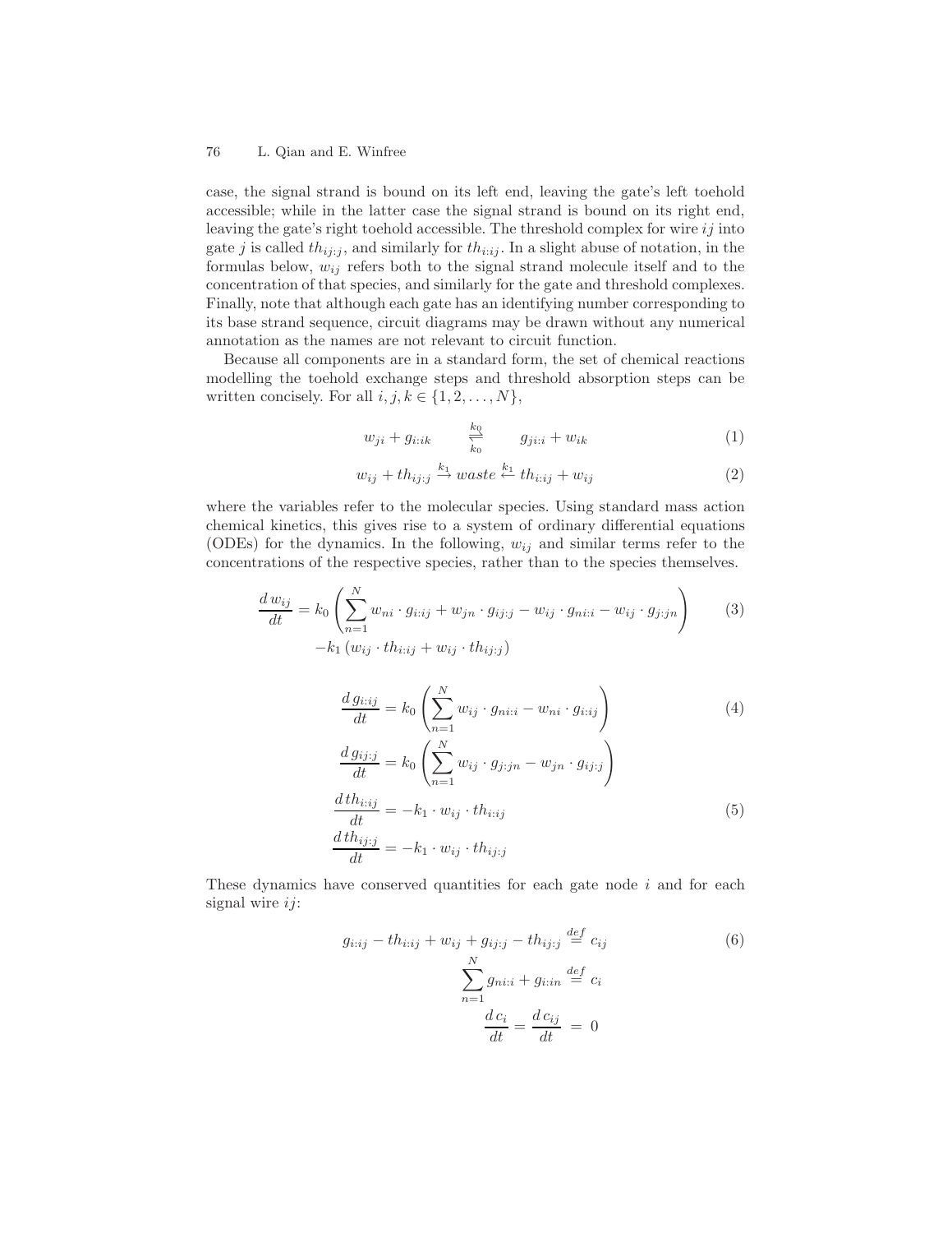case, the signal strand is bound on its left end, leaving the gate's left toehold accessible; while in the latter case the signal strand is bound on its right end, leaving the gate's right toehold accessible. The threshold complex for wire $ij$ into gate $j$ is called $th_{ij:j}$, and similarly for $th_{i:ij}$. In a slight abuse of notation, in the formulas below, $w_{ij}$ refers both to the signal strand molecule itself and to the concentration of that species, and similarly for the gate and threshold complexes. Finally, note that although each gate has an identifying number corresponding to its base strand sequence, circuit diagrams may be drawn without any numerical annotation as the names are not relevant to circuit function.

Because all components are in a standard form, the set of chemical reactions modelling the toehold exchange steps and threshold absorption steps can be written concisely. For all $i, j, k \in \{1, 2, \ldots, N\}$,

$$w_{ji} + g_{i:ik} \quad \underset{k_0}{\overset{k_0}{\rightleftharpoons}} \quad g_{ji:i} + w_{ik} \tag{1}$$

$$w_{ij} + th_{ij:j} \xrightarrow{k_1} waste \xleftarrow{k_1} th_{i:ij} + w_{ij} \tag{2}$$

where the variables refer to the molecular species. Using standard mass action chemical kinetics, this gives rise to a system of ordinary differential equations (ODEs) for the dynamics. In the following, $w_{ij}$ and similar terms refer to the concentrations of the respective species, rather than to the species themselves.

$$\frac{d\, w_{ij}}{dt} = k_0 \left( \sum_{n=1}^{N} w_{ni} \cdot g_{i:ij} + w_{jn} \cdot g_{ij:j} - w_{ij} \cdot g_{ni:i} - w_{ij} \cdot g_{j:jn} \right) \tag{3}$$
$$-k_1 \left( w_{ij} \cdot th_{i:ij} + w_{ij} \cdot th_{ij:j} \right)$$

$$\frac{d\, g_{i:ij}}{dt} = k_0 \left( \sum_{n=1}^{N} w_{ij} \cdot g_{ni:i} - w_{ni} \cdot g_{i:ij} \right) \tag{4}$$
$$\frac{d\, g_{ij:j}}{dt} = k_0 \left( \sum_{n=1}^{N} w_{ij} \cdot g_{j:jn} - w_{jn} \cdot g_{ij:j} \right)$$

$$\frac{d\, th_{i:ij}}{dt} = -k_1 \cdot w_{ij} \cdot th_{i:ij} \tag{5}$$
$$\frac{d\, th_{ij:j}}{dt} = -k_1 \cdot w_{ij} \cdot th_{ij:j}$$

These dynamics have conserved quantities for each gate node $i$ and for each signal wire $ij$:

$$g_{i:ij} - th_{i:ij} + w_{ij} + g_{ij:j} - th_{ij:j} \overset{def}{=} c_{ij} \tag{6}$$
$$\sum_{n=1}^{N} g_{ni:i} + g_{i:in} \overset{def}{=} c_i$$
$$\frac{d\, c_i}{dt} = \frac{d\, c_{ij}}{dt} = 0$$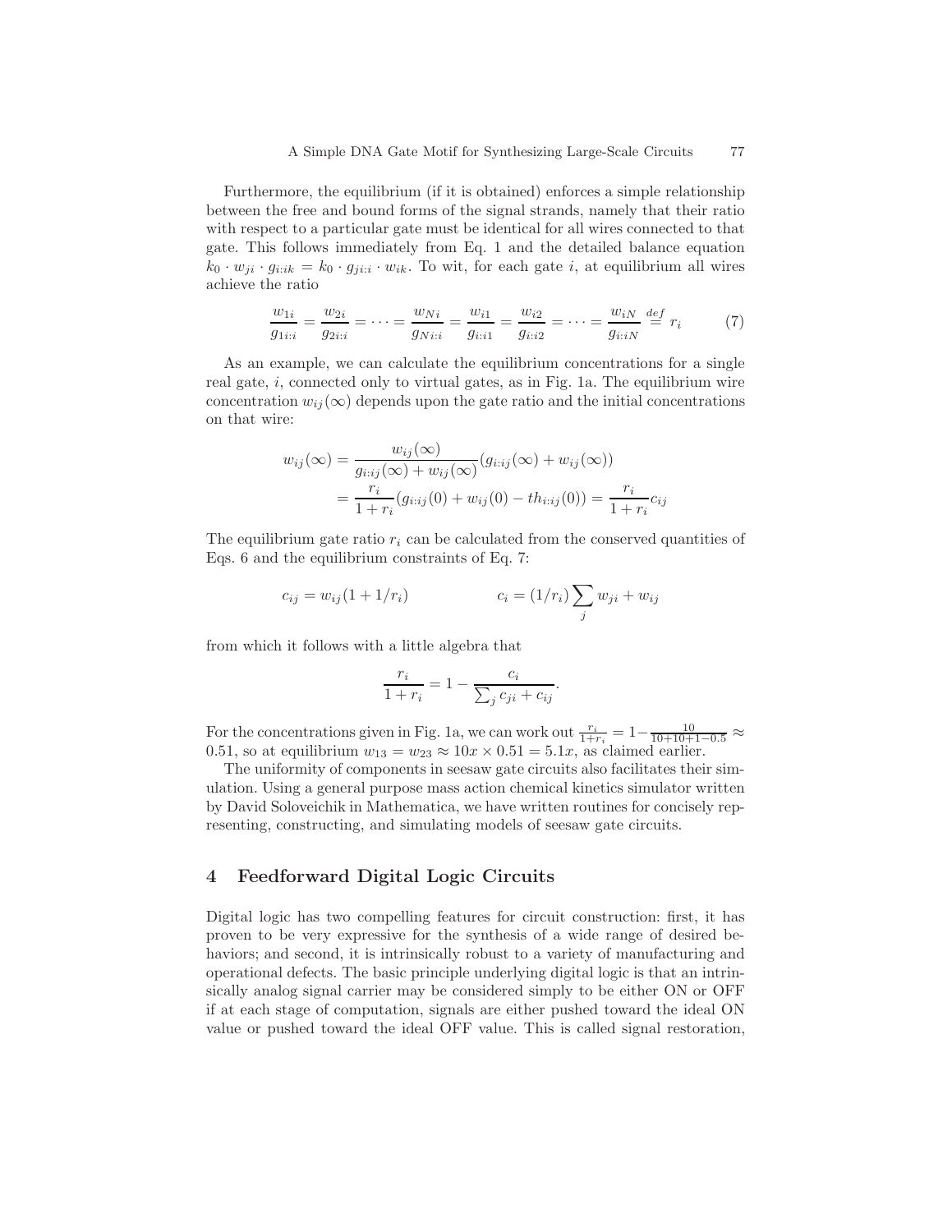Furthermore, the equilibrium (if it is obtained) enforces a simple relationship between the free and bound forms of the signal strands, namely that their ratio with respect to a particular gate must be identical for all wires connected to that gate. This follows immediately from Eq. 1 and the detailed balance equation $k_0 \cdot w_{ji} \cdot g_{i:ik} = k_0 \cdot g_{ji:i} \cdot w_{ik}$. To wit, for each gate $i$, at equilibrium all wires achieve the ratio

$$\frac{w_{1i}}{g_{1i:i}} = \frac{w_{2i}}{g_{2i:i}} = \cdots = \frac{w_{Ni}}{g_{Ni:i}} = \frac{w_{i1}}{g_{i:i1}} = \frac{w_{i2}}{g_{i:i2}} = \cdots = \frac{w_{iN}}{g_{i:iN}} \stackrel{def}{=} r_i \tag{7}$$

As an example, we can calculate the equilibrium concentrations for a single real gate, $i$, connected only to virtual gates, as in Fig. 1a. The equilibrium wire concentration $w_{ij}(\infty)$ depends upon the gate ratio and the initial concentrations on that wire:

$$\begin{aligned} w_{ij}(\infty) &= \frac{w_{ij}(\infty)}{g_{i:ij}(\infty) + w_{ij}(\infty)}(g_{i:ij}(\infty) + w_{ij}(\infty)) \\ &= \frac{r_i}{1+r_i}(g_{i:ij}(0) + w_{ij}(0) - th_{i:ij}(0)) = \frac{r_i}{1+r_i}c_{ij} \end{aligned}$$

The equilibrium gate ratio $r_i$ can be calculated from the conserved quantities of Eqs. 6 and the equilibrium constraints of Eq. 7:

$$c_{ij} = w_{ij}(1 + 1/r_i) \qquad\qquad c_i = (1/r_i)\sum_j w_{ji} + w_{ij}$$

from which it follows with a little algebra that

$$\frac{r_i}{1+r_i} = 1 - \frac{c_i}{\sum_j c_{ji} + c_{ij}}.$$

For the concentrations given in Fig. 1a, we can work out $\frac{r_i}{1+r_i} = 1 - \frac{10}{10+10+1-0.5} \approx 0.51$, so at equilibrium $w_{13} = w_{23} \approx 10x \times 0.51 = 5.1x$, as claimed earlier.

The uniformity of components in seesaw gate circuits also facilitates their simulation. Using a general purpose mass action chemical kinetics simulator written by David Soloveichik in Mathematica, we have written routines for concisely representing, constructing, and simulating models of seesaw gate circuits.

## 4 Feedforward Digital Logic Circuits

Digital logic has two compelling features for circuit construction: first, it has proven to be very expressive for the synthesis of a wide range of desired behaviors; and second, it is intrinsically robust to a variety of manufacturing and operational defects. The basic principle underlying digital logic is that an intrinsically analog signal carrier may be considered simply to be either ON or OFF if at each stage of computation, signals are either pushed toward the ideal ON value or pushed toward the ideal OFF value. This is called signal restoration,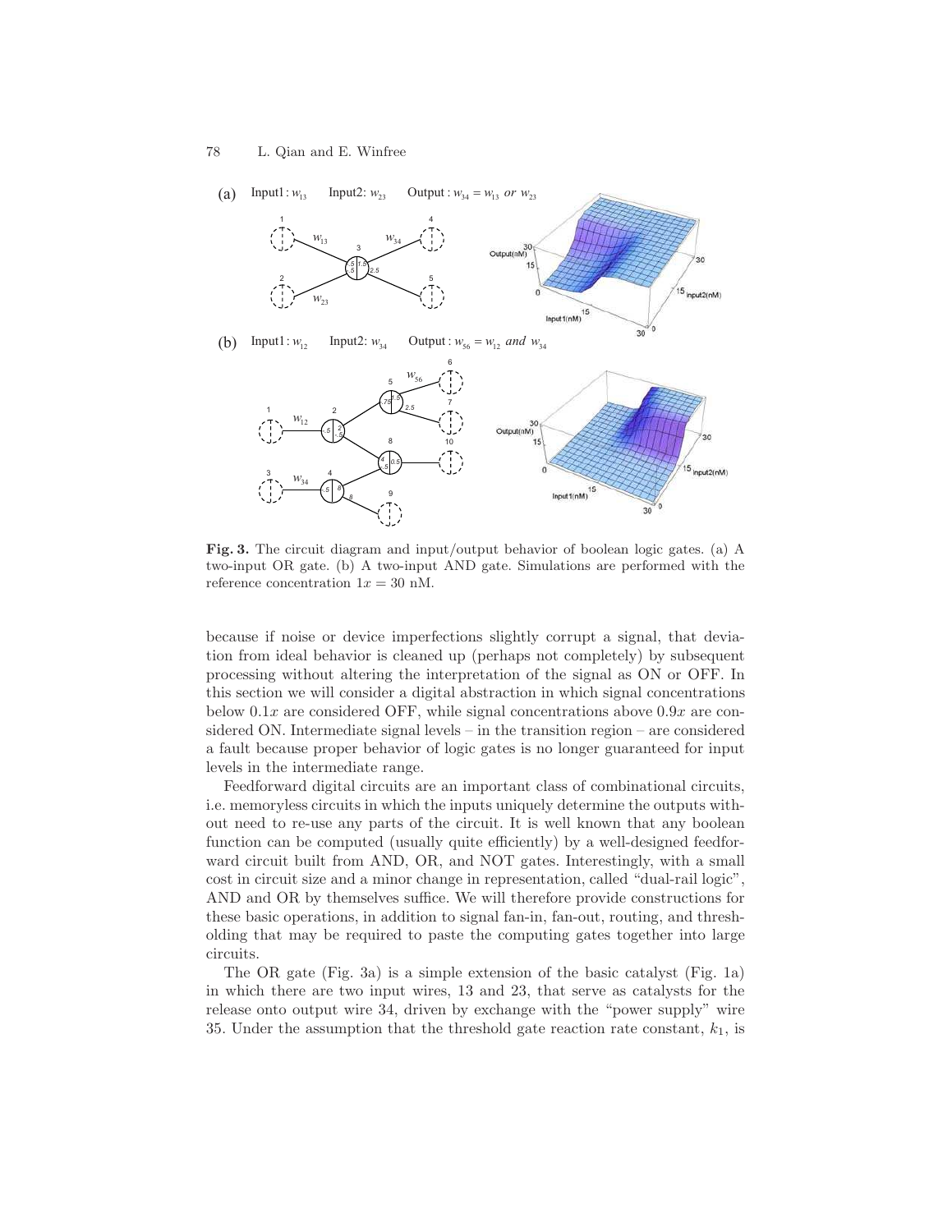**Fig. 3.** The circuit diagram and input/output behavior of boolean logic gates. (a) A two-input OR gate. (b) A two-input AND gate. Simulations are performed with the reference concentration $1x = 30$ nM.

because if noise or device imperfections slightly corrupt a signal, that deviation from ideal behavior is cleaned up (perhaps not completely) by subsequent processing without altering the interpretation of the signal as ON or OFF. In this section we will consider a digital abstraction in which signal concentrations below $0.1x$ are considered OFF, while signal concentrations above $0.9x$ are considered ON. Intermediate signal levels – in the transition region – are considered a fault because proper behavior of logic gates is no longer guaranteed for input levels in the intermediate range.

Feedforward digital circuits are an important class of combinational circuits, i.e. memoryless circuits in which the inputs uniquely determine the outputs without need to re-use any parts of the circuit. It is well known that any boolean function can be computed (usually quite efficiently) by a well-designed feedforward circuit built from AND, OR, and NOT gates. Interestingly, with a small cost in circuit size and a minor change in representation, called "dual-rail logic", AND and OR by themselves suffice. We will therefore provide constructions for these basic operations, in addition to signal fan-in, fan-out, routing, and thresholding that may be required to paste the computing gates together into large circuits.

The OR gate (Fig. 3a) is a simple extension of the basic catalyst (Fig. 1a) in which there are two input wires, 13 and 23, that serve as catalysts for the release onto output wire 34, driven by exchange with the "power supply" wire 35. Under the assumption that the threshold gate reaction rate constant, $k_1$, is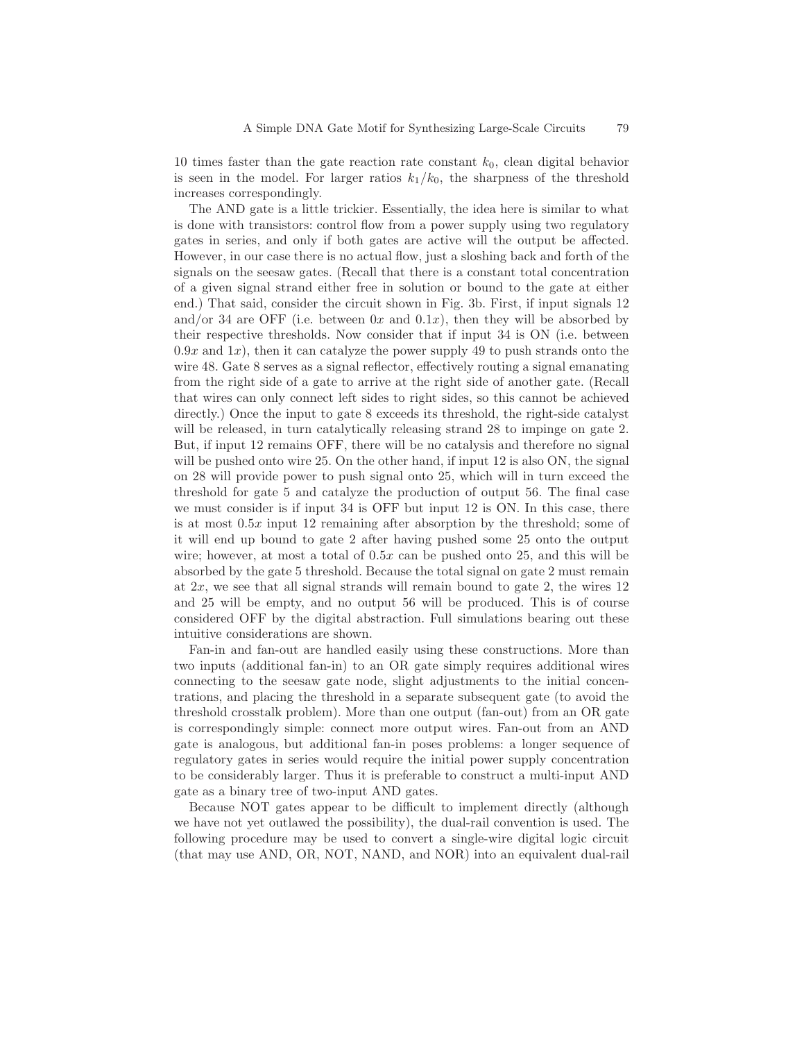10 times faster than the gate reaction rate constant $k_0$, clean digital behavior is seen in the model. For larger ratios $k_1/k_0$, the sharpness of the threshold increases correspondingly.

The AND gate is a little trickier. Essentially, the idea here is similar to what is done with transistors: control flow from a power supply using two regulatory gates in series, and only if both gates are active will the output be affected. However, in our case there is no actual flow, just a sloshing back and forth of the signals on the seesaw gates. (Recall that there is a constant total concentration of a given signal strand either free in solution or bound to the gate at either end.) That said, consider the circuit shown in Fig. 3b. First, if input signals 12 and/or 34 are OFF (i.e. between $0x$ and $0.1x$), then they will be absorbed by their respective thresholds. Now consider that if input 34 is ON (i.e. between $0.9x$ and $1x$), then it can catalyze the power supply 49 to push strands onto the wire 48. Gate 8 serves as a signal reflector, effectively routing a signal emanating from the right side of a gate to arrive at the right side of another gate. (Recall that wires can only connect left sides to right sides, so this cannot be achieved directly.) Once the input to gate 8 exceeds its threshold, the right-side catalyst will be released, in turn catalytically releasing strand 28 to impinge on gate 2. But, if input 12 remains OFF, there will be no catalysis and therefore no signal will be pushed onto wire 25. On the other hand, if input 12 is also ON, the signal on 28 will provide power to push signal onto 25, which will in turn exceed the threshold for gate 5 and catalyze the production of output 56. The final case we must consider is if input 34 is OFF but input 12 is ON. In this case, there is at most $0.5x$ input 12 remaining after absorption by the threshold; some of it will end up bound to gate 2 after having pushed some 25 onto the output wire; however, at most a total of $0.5x$ can be pushed onto 25, and this will be absorbed by the gate 5 threshold. Because the total signal on gate 2 must remain at $2x$, we see that all signal strands will remain bound to gate 2, the wires 12 and 25 will be empty, and no output 56 will be produced. This is of course considered OFF by the digital abstraction. Full simulations bearing out these intuitive considerations are shown.

Fan-in and fan-out are handled easily using these constructions. More than two inputs (additional fan-in) to an OR gate simply requires additional wires connecting to the seesaw gate node, slight adjustments to the initial concentrations, and placing the threshold in a separate subsequent gate (to avoid the threshold crosstalk problem). More than one output (fan-out) from an OR gate is correspondingly simple: connect more output wires. Fan-out from an AND gate is analogous, but additional fan-in poses problems: a longer sequence of regulatory gates in series would require the initial power supply concentration to be considerably larger. Thus it is preferable to construct a multi-input AND gate as a binary tree of two-input AND gates.

Because NOT gates appear to be difficult to implement directly (although we have not yet outlawed the possibility), the dual-rail convention is used. The following procedure may be used to convert a single-wire digital logic circuit (that may use AND, OR, NOT, NAND, and NOR) into an equivalent dual-rail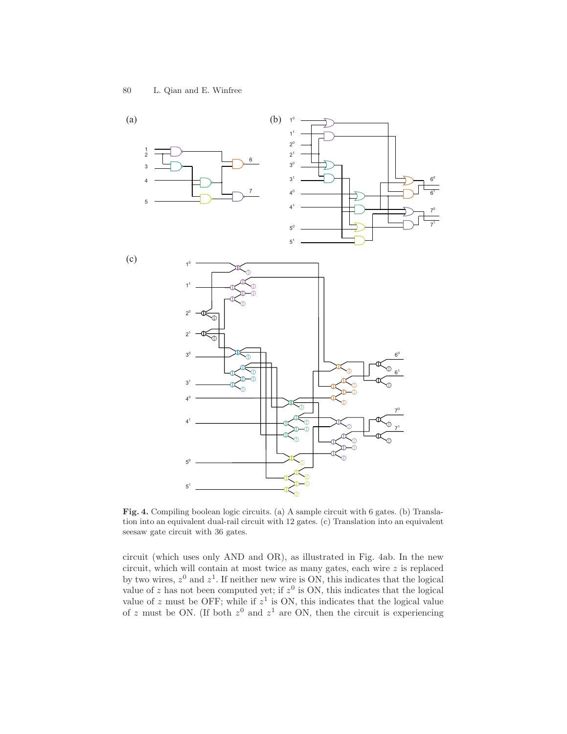**Fig. 4.** Compiling boolean logic circuits. (a) A sample circuit with 6 gates. (b) Translation into an equivalent dual-rail circuit with 12 gates. (c) Translation into an equivalent seesaw gate circuit with 36 gates.

circuit (which uses only AND and OR), as illustrated in Fig. 4ab. In the new circuit, which will contain at most twice as many gates, each wire $z$ is replaced by two wires, $z^0$ and $z^1$. If neither new wire is ON, this indicates that the logical value of $z$ has not been computed yet; if $z^0$ is ON, this indicates that the logical value of $z$ must be OFF; while if $z^1$ is ON, this indicates that the logical value of $z$ must be ON. (If both $z^0$ and $z^1$ are ON, then the circuit is experiencing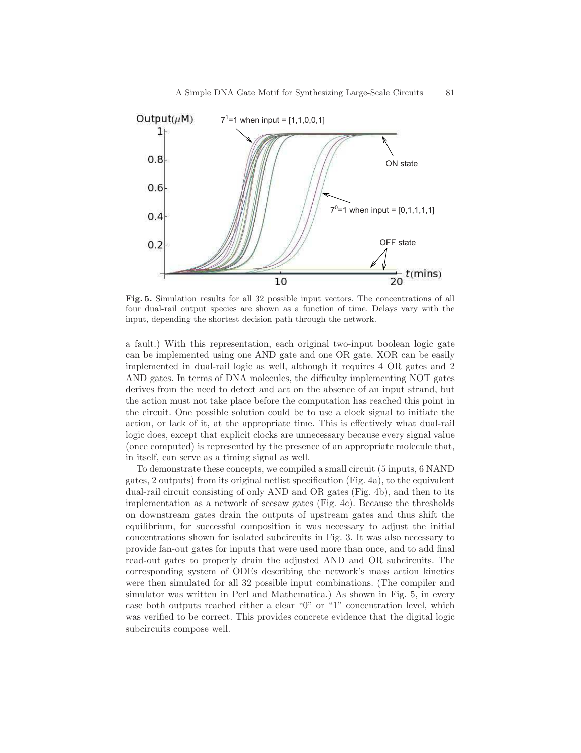**Fig. 5.** Simulation results for all 32 possible input vectors. The concentrations of all four dual-rail output species are shown as a function of time. Delays vary with the input, depending the shortest decision path through the network.

a fault.) With this representation, each original two-input boolean logic gate can be implemented using one AND gate and one OR gate. XOR can be easily implemented in dual-rail logic as well, although it requires 4 OR gates and 2 AND gates. In terms of DNA molecules, the difficulty implementing NOT gates derives from the need to detect and act on the absence of an input strand, but the action must not take place before the computation has reached this point in the circuit. One possible solution could be to use a clock signal to initiate the action, or lack of it, at the appropriate time. This is effectively what dual-rail logic does, except that explicit clocks are unnecessary because every signal value (once computed) is represented by the presence of an appropriate molecule that, in itself, can serve as a timing signal as well.

To demonstrate these concepts, we compiled a small circuit (5 inputs, 6 NAND gates, 2 outputs) from its original netlist specification (Fig. 4a), to the equivalent dual-rail circuit consisting of only AND and OR gates (Fig. 4b), and then to its implementation as a network of seesaw gates (Fig. 4c). Because the thresholds on downstream gates drain the outputs of upstream gates and thus shift the equilibrium, for successful composition it was necessary to adjust the initial concentrations shown for isolated subcircuits in Fig. 3. It was also necessary to provide fan-out gates for inputs that were used more than once, and to add final read-out gates to properly drain the adjusted AND and OR subcircuits. The corresponding system of ODEs describing the network's mass action kinetics were then simulated for all 32 possible input combinations. (The compiler and simulator was written in Perl and Mathematica.) As shown in Fig. 5, in every case both outputs reached either a clear "0" or "1" concentration level, which was verified to be correct. This provides concrete evidence that the digital logic subcircuits compose well.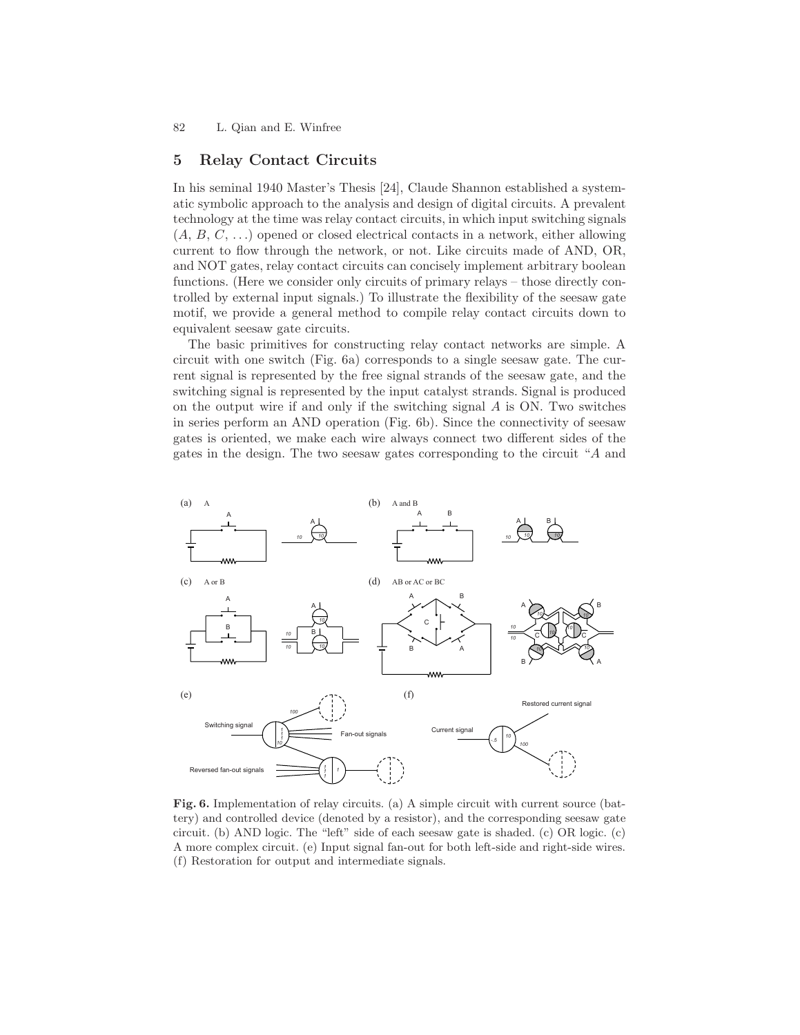## 5 Relay Contact Circuits

In his seminal 1940 Master's Thesis [24], Claude Shannon established a systematic symbolic approach to the analysis and design of digital circuits. A prevalent technology at the time was relay contact circuits, in which input switching signals ($A$, $B$, $C$, ...) opened or closed electrical contacts in a network, either allowing current to flow through the network, or not. Like circuits made of AND, OR, and NOT gates, relay contact circuits can concisely implement arbitrary boolean functions. (Here we consider only circuits of primary relays – those directly controlled by external input signals.) To illustrate the flexibility of the seesaw gate motif, we provide a general method to compile relay contact circuits down to equivalent seesaw gate circuits.

The basic primitives for constructing relay contact networks are simple. A circuit with one switch (Fig. 6a) corresponds to a single seesaw gate. The current signal is represented by the free signal strands of the seesaw gate, and the switching signal is represented by the input catalyst strands. Signal is produced on the output wire if and only if the switching signal $A$ is ON. Two switches in series perform an AND operation (Fig. 6b). Since the connectivity of seesaw gates is oriented, we make each wire always connect two different sides of the gates in the design. The two seesaw gates corresponding to the circuit "$A$ and

**Fig. 6.** Implementation of relay circuits. (a) A simple circuit with current source (battery) and controlled device (denoted by a resistor), and the corresponding seesaw gate circuit. (b) AND logic. The "left" side of each seesaw gate is shaded. (c) OR logic. (c) A more complex circuit. (e) Input signal fan-out for both left-side and right-side wires. (f) Restoration for output and intermediate signals.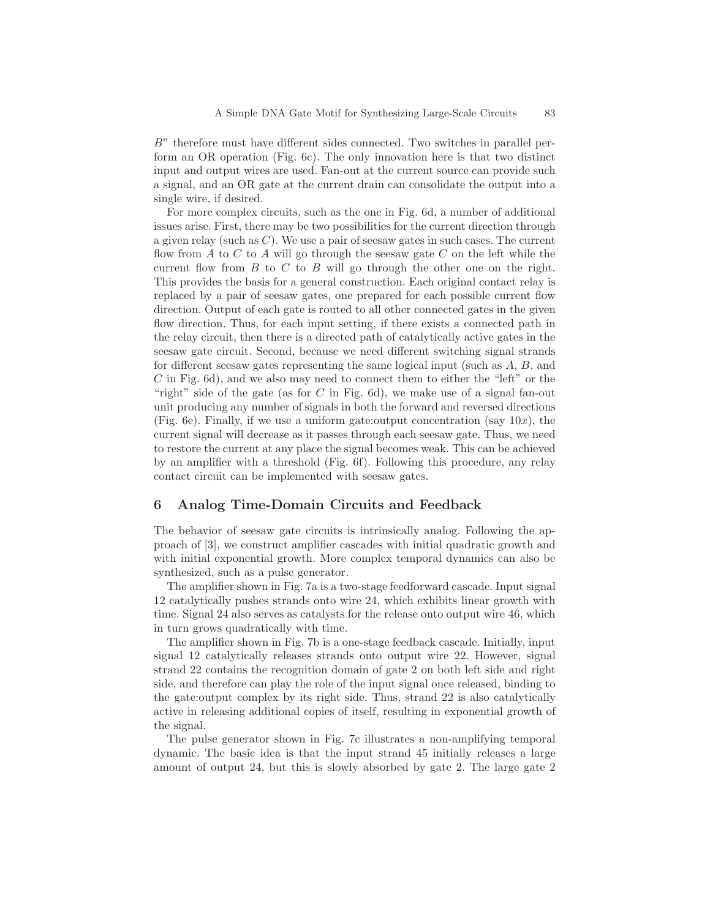B" therefore must have different sides connected. Two switches in parallel perform an OR operation (Fig. 6c). The only innovation here is that two distinct input and output wires are used. Fan-out at the current source can provide such a signal, and an OR gate at the current drain can consolidate the output into a single wire, if desired.

For more complex circuits, such as the one in Fig. 6d, a number of additional issues arise. First, there may be two possibilities for the current direction through a given relay (such as $C$). We use a pair of seesaw gates in such cases. The current flow from $A$ to $C$ to $A$ will go through the seesaw gate $C$ on the left while the current flow from $B$ to $C$ to $B$ will go through the other one on the right. This provides the basis for a general construction. Each original contact relay is replaced by a pair of seesaw gates, one prepared for each possible current flow direction. Output of each gate is routed to all other connected gates in the given flow direction. Thus, for each input setting, if there exists a connected path in the relay circuit, then there is a directed path of catalytically active gates in the seesaw gate circuit. Second, because we need different switching signal strands for different seesaw gates representing the same logical input (such as $A$, $B$, and $C$ in Fig. 6d), and we also may need to connect them to either the "left" or the "right" side of the gate (as for $C$ in Fig. 6d), we make use of a signal fan-out unit producing any number of signals in both the forward and reversed directions (Fig. 6e). Finally, if we use a uniform gate:output concentration (say $10x$), the current signal will decrease as it passes through each seesaw gate. Thus, we need to restore the current at any place the signal becomes weak. This can be achieved by an amplifier with a threshold (Fig. 6f). Following this procedure, any relay contact circuit can be implemented with seesaw gates.

## 6 Analog Time-Domain Circuits and Feedback

The behavior of seesaw gate circuits is intrinsically analog. Following the approach of [3], we construct amplifier cascades with initial quadratic growth and with initial exponential growth. More complex temporal dynamics can also be synthesized, such as a pulse generator.

The amplifier shown in Fig. 7a is a two-stage feedforward cascade. Input signal 12 catalytically pushes strands onto wire 24, which exhibits linear growth with time. Signal 24 also serves as catalysts for the release onto output wire 46, which in turn grows quadratically with time.

The amplifier shown in Fig. 7b is a one-stage feedback cascade. Initially, input signal 12 catalytically releases strands onto output wire 22. However, signal strand 22 contains the recognition domain of gate 2 on both left side and right side, and therefore can play the role of the input signal once released, binding to the gate:output complex by its right side. Thus, strand 22 is also catalytically active in releasing additional copies of itself, resulting in exponential growth of the signal.

The pulse generator shown in Fig. 7c illustrates a non-amplifying temporal dynamic. The basic idea is that the input strand 45 initially releases a large amount of output 24, but this is slowly absorbed by gate 2. The large gate 2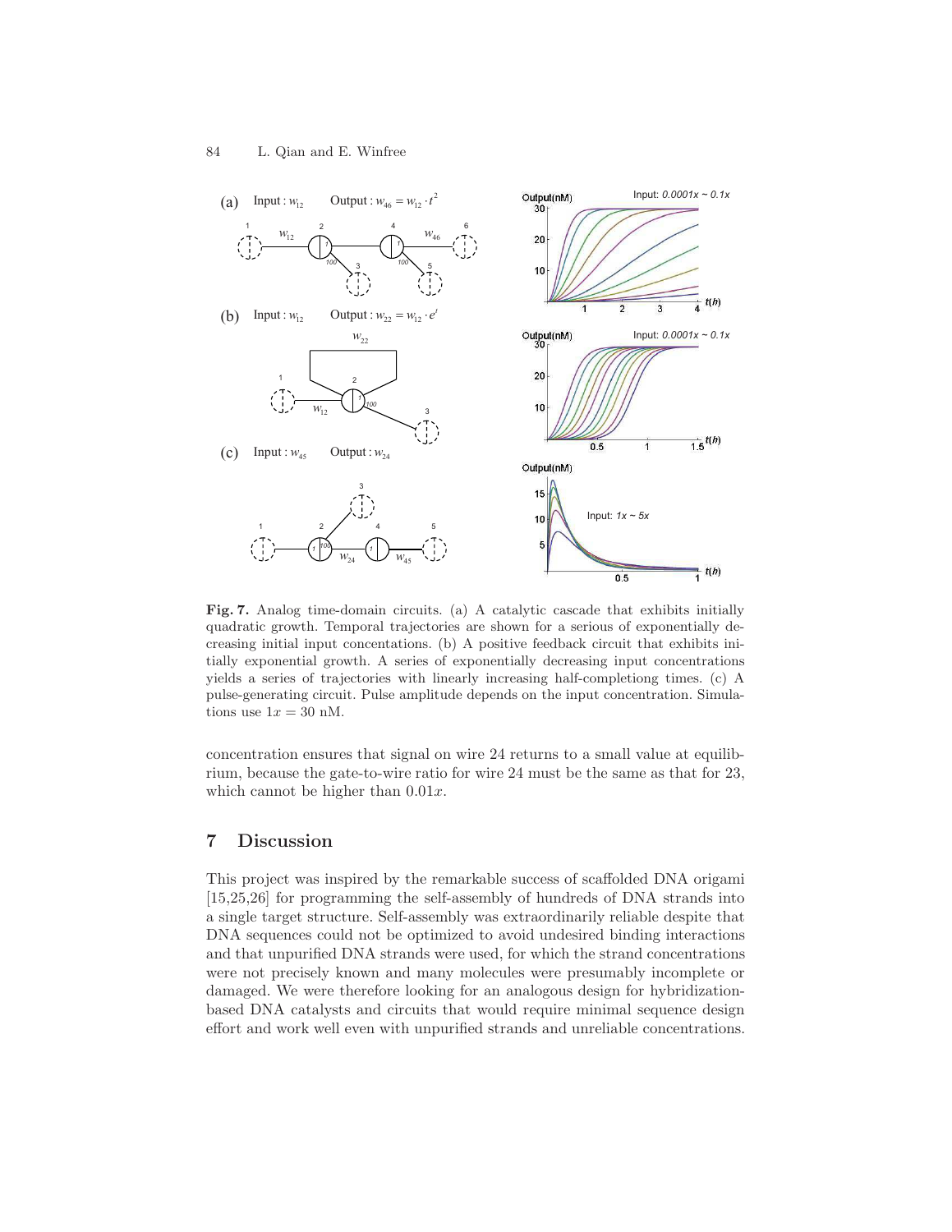**Fig. 7.** Analog time-domain circuits. (a) A catalytic cascade that exhibits initially quadratic growth. Temporal trajectories are shown for a serious of exponentially decreasing initial input concentations. (b) A positive feedback circuit that exhibits initially exponential growth. A series of exponentially decreasing input concentrations yields a series of trajectories with linearly increasing half-completiong times. (c) A pulse-generating circuit. Pulse amplitude depends on the input concentration. Simulations use $1x = 30$ nM.

concentration ensures that signal on wire 24 returns to a small value at equilibrium, because the gate-to-wire ratio for wire 24 must be the same as that for 23, which cannot be higher than $0.01x$.

## 7 Discussion

This project was inspired by the remarkable success of scaffolded DNA origami [15,25,26] for programming the self-assembly of hundreds of DNA strands into a single target structure. Self-assembly was extraordinarily reliable despite that DNA sequences could not be optimized to avoid undesired binding interactions and that unpurified DNA strands were used, for which the strand concentrations were not precisely known and many molecules were presumably incomplete or damaged. We were therefore looking for an analogous design for hybridization-based DNA catalysts and circuits that would require minimal sequence design effort and work well even with unpurified strands and unreliable concentrations.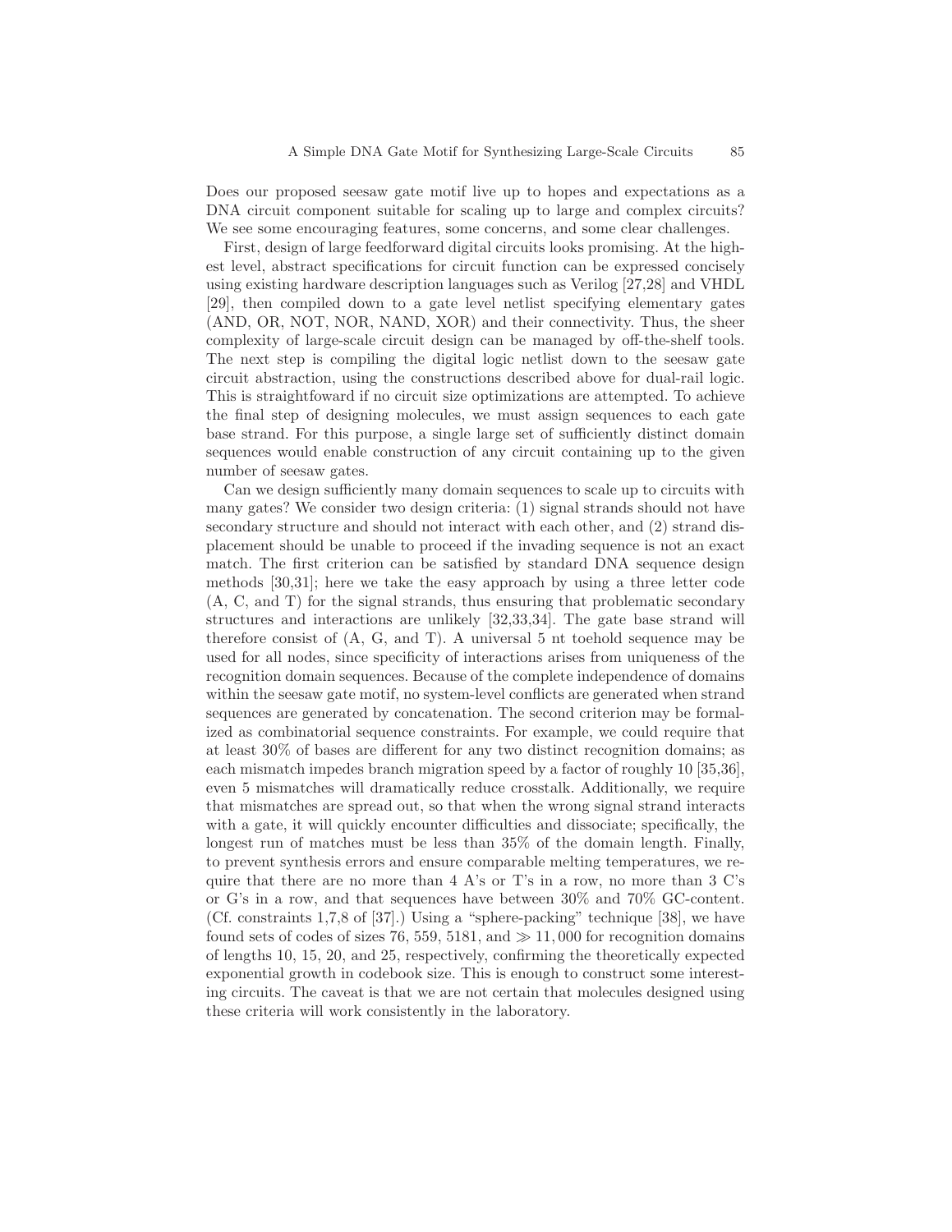Does our proposed seesaw gate motif live up to hopes and expectations as a DNA circuit component suitable for scaling up to large and complex circuits? We see some encouraging features, some concerns, and some clear challenges.

First, design of large feedforward digital circuits looks promising. At the highest level, abstract specifications for circuit function can be expressed concisely using existing hardware description languages such as Verilog [27,28] and VHDL [29], then compiled down to a gate level netlist specifying elementary gates (AND, OR, NOT, NOR, NAND, XOR) and their connectivity. Thus, the sheer complexity of large-scale circuit design can be managed by off-the-shelf tools. The next step is compiling the digital logic netlist down to the seesaw gate circuit abstraction, using the constructions described above for dual-rail logic. This is straightfoward if no circuit size optimizations are attempted. To achieve the final step of designing molecules, we must assign sequences to each gate base strand. For this purpose, a single large set of sufficiently distinct domain sequences would enable construction of any circuit containing up to the given number of seesaw gates.

Can we design sufficiently many domain sequences to scale up to circuits with many gates? We consider two design criteria: (1) signal strands should not have secondary structure and should not interact with each other, and (2) strand displacement should be unable to proceed if the invading sequence is not an exact match. The first criterion can be satisfied by standard DNA sequence design methods [30,31]; here we take the easy approach by using a three letter code (A, C, and T) for the signal strands, thus ensuring that problematic secondary structures and interactions are unlikely [32,33,34]. The gate base strand will therefore consist of (A, G, and T). A universal 5 nt toehold sequence may be used for all nodes, since specificity of interactions arises from uniqueness of the recognition domain sequences. Because of the complete independence of domains within the seesaw gate motif, no system-level conflicts are generated when strand sequences are generated by concatenation. The second criterion may be formalized as combinatorial sequence constraints. For example, we could require that at least 30% of bases are different for any two distinct recognition domains; as each mismatch impedes branch migration speed by a factor of roughly 10 [35,36], even 5 mismatches will dramatically reduce crosstalk. Additionally, we require that mismatches are spread out, so that when the wrong signal strand interacts with a gate, it will quickly encounter difficulties and dissociate; specifically, the longest run of matches must be less than 35% of the domain length. Finally, to prevent synthesis errors and ensure comparable melting temperatures, we require that there are no more than 4 A's or T's in a row, no more than 3 C's or G's in a row, and that sequences have between 30% and 70% GC-content. (Cf. constraints 1,7,8 of [37].) Using a "sphere-packing" technique [38], we have found sets of codes of sizes 76, 559, 5181, and $\gg 11,000$ for recognition domains of lengths 10, 15, 20, and 25, respectively, confirming the theoretically expected exponential growth in codebook size. This is enough to construct some interesting circuits. The caveat is that we are not certain that molecules designed using these criteria will work consistently in the laboratory.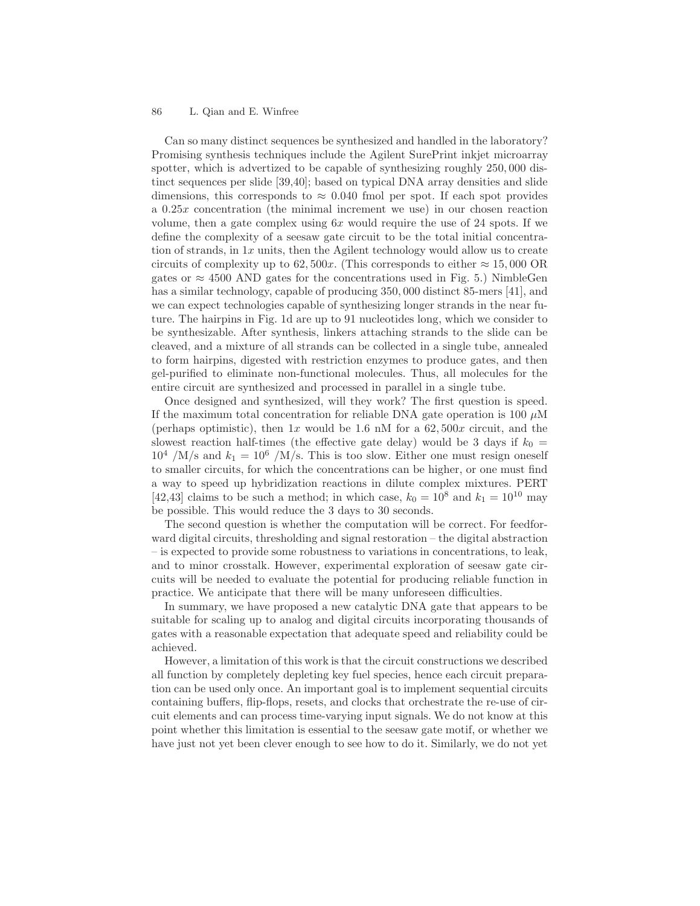Can so many distinct sequences be synthesized and handled in the laboratory? Promising synthesis techniques include the Agilent SurePrint inkjet microarray spotter, which is advertized to be capable of synthesizing roughly 250,000 distinct sequences per slide [39,40]; based on typical DNA array densities and slide dimensions, this corresponds to $\approx 0.040$ fmol per spot. If each spot provides a $0.25x$ concentration (the minimal increment we use) in our chosen reaction volume, then a gate complex using $6x$ would require the use of 24 spots. If we define the complexity of a seesaw gate circuit to be the total initial concentration of strands, in $1x$ units, then the Agilent technology would allow us to create circuits of complexity up to $62,500x$. (This corresponds to either $\approx 15,000$ OR gates or $\approx 4500$ AND gates for the concentrations used in Fig. 5.) NimbleGen has a similar technology, capable of producing 350,000 distinct 85-mers [41], and we can expect technologies capable of synthesizing longer strands in the near future. The hairpins in Fig. 1d are up to 91 nucleotides long, which we consider to be synthesizable. After synthesis, linkers attaching strands to the slide can be cleaved, and a mixture of all strands can be collected in a single tube, annealed to form hairpins, digested with restriction enzymes to produce gates, and then gel-purified to eliminate non-functional molecules. Thus, all molecules for the entire circuit are synthesized and processed in parallel in a single tube.

Once designed and synthesized, will they work? The first question is speed. If the maximum total concentration for reliable DNA gate operation is 100 $\mu$M (perhaps optimistic), then $1x$ would be 1.6 nM for a $62,500x$ circuit, and the slowest reaction half-times (the effective gate delay) would be 3 days if $k_0 = 10^4$ /M/s and $k_1 = 10^6$ /M/s. This is too slow. Either one must resign oneself to smaller circuits, for which the concentrations can be higher, or one must find a way to speed up hybridization reactions in dilute complex mixtures. PERT [42,43] claims to be such a method; in which case, $k_0 = 10^8$ and $k_1 = 10^{10}$ may be possible. This would reduce the 3 days to 30 seconds.

The second question is whether the computation will be correct. For feedforward digital circuits, thresholding and signal restoration – the digital abstraction – is expected to provide some robustness to variations in concentrations, to leak, and to minor crosstalk. However, experimental exploration of seesaw gate circuits will be needed to evaluate the potential for producing reliable function in practice. We anticipate that there will be many unforeseen difficulties.

In summary, we have proposed a new catalytic DNA gate that appears to be suitable for scaling up to analog and digital circuits incorporating thousands of gates with a reasonable expectation that adequate speed and reliability could be achieved.

However, a limitation of this work is that the circuit constructions we described all function by completely depleting key fuel species, hence each circuit preparation can be used only once. An important goal is to implement sequential circuits containing buffers, flip-flops, resets, and clocks that orchestrate the re-use of circuit elements and can process time-varying input signals. We do not know at this point whether this limitation is essential to the seesaw gate motif, or whether we have just not yet been clever enough to see how to do it. Similarly, we do not yet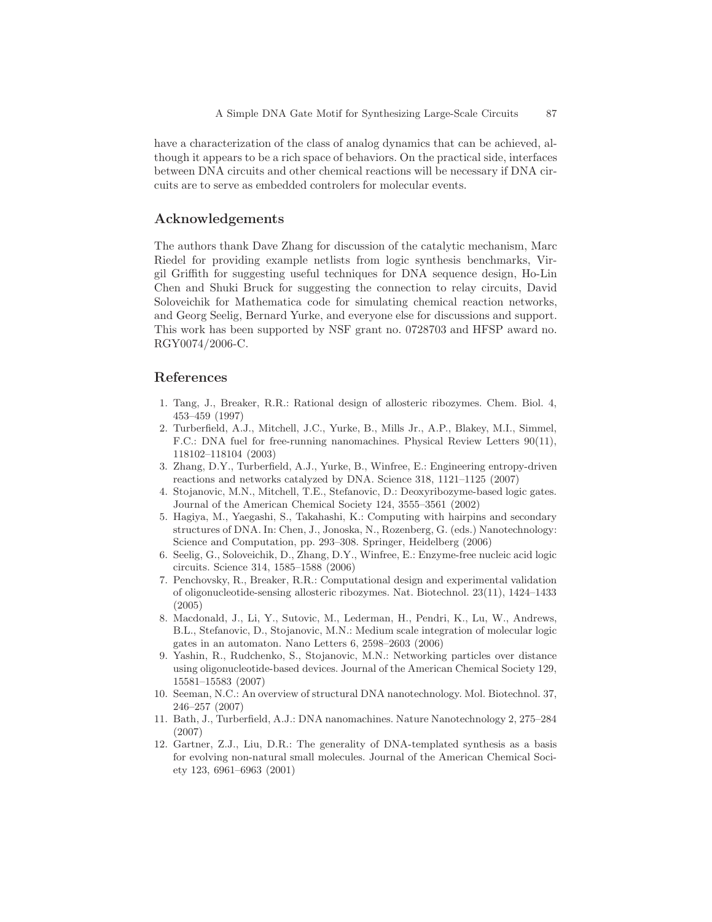have a characterization of the class of analog dynamics that can be achieved, although it appears to be a rich space of behaviors. On the practical side, interfaces between DNA circuits and other chemical reactions will be necessary if DNA circuits are to serve as embedded controlers for molecular events.

## Acknowledgements

The authors thank Dave Zhang for discussion of the catalytic mechanism, Marc Riedel for providing example netlists from logic synthesis benchmarks, Virgil Griffith for suggesting useful techniques for DNA sequence design, Ho-Lin Chen and Shuki Bruck for suggesting the connection to relay circuits, David Soloveichik for Mathematica code for simulating chemical reaction networks, and Georg Seelig, Bernard Yurke, and everyone else for discussions and support. This work has been supported by NSF grant no. 0728703 and HFSP award no. RGY0074/2006-C.

## References

1. Tang, J., Breaker, R.R.: Rational design of allosteric ribozymes. Chem. Biol. 4, 453–459 (1997)
2. Turberfield, A.J., Mitchell, J.C., Yurke, B., Mills Jr., A.P., Blakey, M.I., Simmel, F.C.: DNA fuel for free-running nanomachines. Physical Review Letters 90(11), 118102–118104 (2003)
3. Zhang, D.Y., Turberfield, A.J., Yurke, B., Winfree, E.: Engineering entropy-driven reactions and networks catalyzed by DNA. Science 318, 1121–1125 (2007)
4. Stojanovic, M.N., Mitchell, T.E., Stefanovic, D.: Deoxyribozyme-based logic gates. Journal of the American Chemical Society 124, 3555–3561 (2002)
5. Hagiya, M., Yaegashi, S., Takahashi, K.: Computing with hairpins and secondary structures of DNA. In: Chen, J., Jonoska, N., Rozenberg, G. (eds.) Nanotechnology: Science and Computation, pp. 293–308. Springer, Heidelberg (2006)
6. Seelig, G., Soloveichik, D., Zhang, D.Y., Winfree, E.: Enzyme-free nucleic acid logic circuits. Science 314, 1585–1588 (2006)
7. Penchovsky, R., Breaker, R.R.: Computational design and experimental validation of oligonucleotide-sensing allosteric ribozymes. Nat. Biotechnol. 23(11), 1424–1433 (2005)
8. Macdonald, J., Li, Y., Sutovic, M., Lederman, H., Pendri, K., Lu, W., Andrews, B.L., Stefanovic, D., Stojanovic, M.N.: Medium scale integration of molecular logic gates in an automaton. Nano Letters 6, 2598–2603 (2006)
9. Yashin, R., Rudchenko, S., Stojanovic, M.N.: Networking particles over distance using oligonucleotide-based devices. Journal of the American Chemical Society 129, 15581–15583 (2007)
10. Seeman, N.C.: An overview of structural DNA nanotechnology. Mol. Biotechnol. 37, 246–257 (2007)
11. Bath, J., Turberfield, A.J.: DNA nanomachines. Nature Nanotechnology 2, 275–284 (2007)
12. Gartner, Z.J., Liu, D.R.: The generality of DNA-templated synthesis as a basis for evolving non-natural small molecules. Journal of the American Chemical Society 123, 6961–6963 (2001)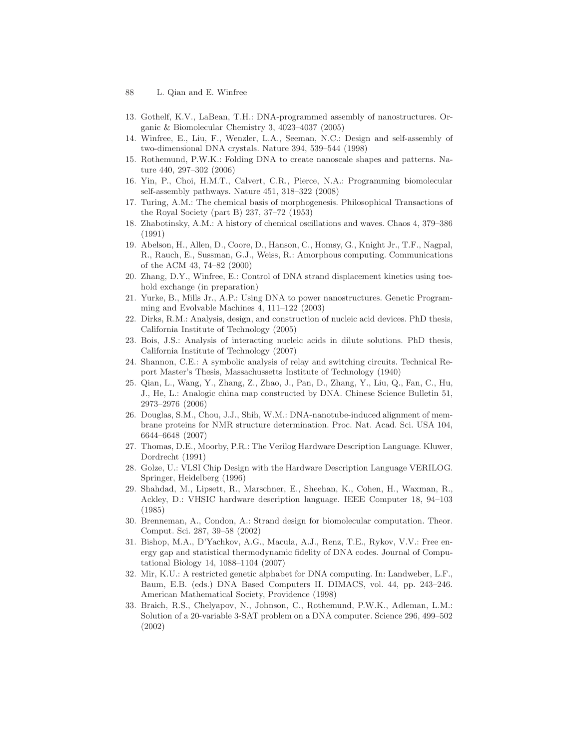13. Gothelf, K.V., LaBean, T.H.: DNA-programmed assembly of nanostructures. Organic & Biomolecular Chemistry 3, 4023–4037 (2005)
14. Winfree, E., Liu, F., Wenzler, L.A., Seeman, N.C.: Design and self-assembly of two-dimensional DNA crystals. Nature 394, 539–544 (1998)
15. Rothemund, P.W.K.: Folding DNA to create nanoscale shapes and patterns. Nature 440, 297–302 (2006)
16. Yin, P., Choi, H.M.T., Calvert, C.R., Pierce, N.A.: Programming biomolecular self-assembly pathways. Nature 451, 318–322 (2008)
17. Turing, A.M.: The chemical basis of morphogenesis. Philosophical Transactions of the Royal Society (part B) 237, 37–72 (1953)
18. Zhabotinsky, A.M.: A history of chemical oscillations and waves. Chaos 4, 379–386 (1991)
19. Abelson, H., Allen, D., Coore, D., Hanson, C., Homsy, G., Knight Jr., T.F., Nagpal, R., Rauch, E., Sussman, G.J., Weiss, R.: Amorphous computing. Communications of the ACM 43, 74–82 (2000)
20. Zhang, D.Y., Winfree, E.: Control of DNA strand displacement kinetics using toehold exchange (in preparation)
21. Yurke, B., Mills Jr., A.P.: Using DNA to power nanostructures. Genetic Programming and Evolvable Machines 4, 111–122 (2003)
22. Dirks, R.M.: Analysis, design, and construction of nucleic acid devices. PhD thesis, California Institute of Technology (2005)
23. Bois, J.S.: Analysis of interacting nucleic acids in dilute solutions. PhD thesis, California Institute of Technology (2007)
24. Shannon, C.E.: A symbolic analysis of relay and switching circuits. Technical Report Master's Thesis, Massachussetts Institute of Technology (1940)
25. Qian, L., Wang, Y., Zhang, Z., Zhao, J., Pan, D., Zhang, Y., Liu, Q., Fan, C., Hu, J., He, L.: Analogic china map constructed by DNA. Chinese Science Bulletin 51, 2973–2976 (2006)
26. Douglas, S.M., Chou, J.J., Shih, W.M.: DNA-nanotube-induced alignment of membrane proteins for NMR structure determination. Proc. Nat. Acad. Sci. USA 104, 6644–6648 (2007)
27. Thomas, D.E., Moorby, P.R.: The Verilog Hardware Description Language. Kluwer, Dordrecht (1991)
28. Golze, U.: VLSI Chip Design with the Hardware Description Language VERILOG. Springer, Heidelberg (1996)
29. Shahdad, M., Lipsett, R., Marschner, E., Sheehan, K., Cohen, H., Waxman, R., Ackley, D.: VHSIC hardware description language. IEEE Computer 18, 94–103 (1985)
30. Brenneman, A., Condon, A.: Strand design for biomolecular computation. Theor. Comput. Sci. 287, 39–58 (2002)
31. Bishop, M.A., D'Yachkov, A.G., Macula, A.J., Renz, T.E., Rykov, V.V.: Free energy gap and statistical thermodynamic fidelity of DNA codes. Journal of Computational Biology 14, 1088–1104 (2007)
32. Mir, K.U.: A restricted genetic alphabet for DNA computing. In: Landweber, L.F., Baum, E.B. (eds.) DNA Based Computers II. DIMACS, vol. 44, pp. 243–246. American Mathematical Society, Providence (1998)
33. Braich, R.S., Chelyapov, N., Johnson, C., Rothemund, P.W.K., Adleman, L.M.: Solution of a 20-variable 3-SAT problem on a DNA computer. Science 296, 499–502 (2002)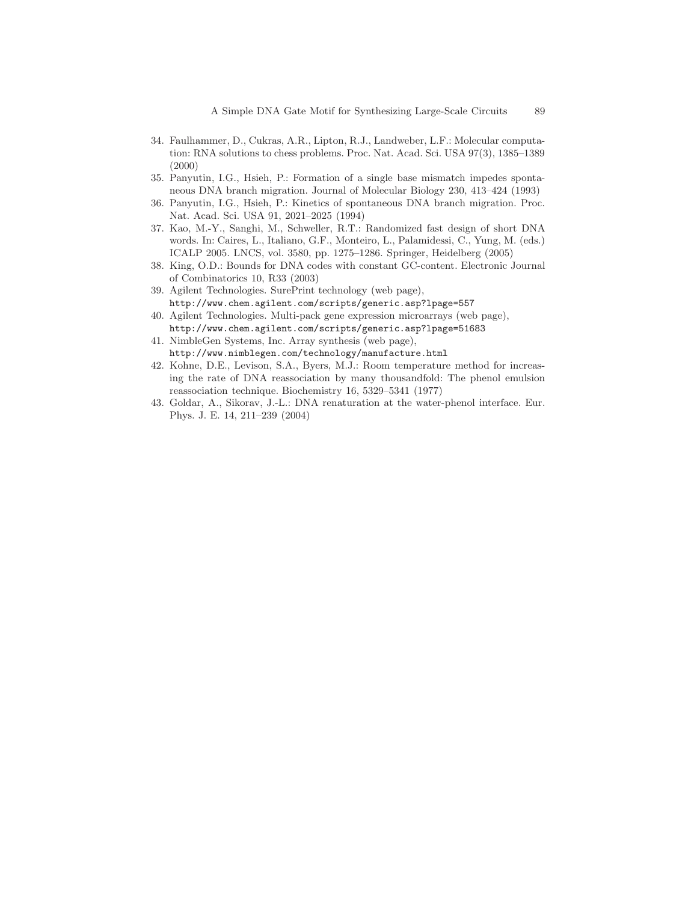34. Faulhammer, D., Cukras, A.R., Lipton, R.J., Landweber, L.F.: Molecular computation: RNA solutions to chess problems. Proc. Nat. Acad. Sci. USA 97(3), 1385–1389 (2000)
35. Panyutin, I.G., Hsieh, P.: Formation of a single base mismatch impedes spontaneous DNA branch migration. Journal of Molecular Biology 230, 413–424 (1993)
36. Panyutin, I.G., Hsieh, P.: Kinetics of spontaneous DNA branch migration. Proc. Nat. Acad. Sci. USA 91, 2021–2025 (1994)
37. Kao, M.-Y., Sanghi, M., Schweller, R.T.: Randomized fast design of short DNA words. In: Caires, L., Italiano, G.F., Monteiro, L., Palamidessi, C., Yung, M. (eds.) ICALP 2005. LNCS, vol. 3580, pp. 1275–1286. Springer, Heidelberg (2005)
38. King, O.D.: Bounds for DNA codes with constant GC-content. Electronic Journal of Combinatorics 10, R33 (2003)
39. Agilent Technologies. SurePrint technology (web page), `http://www.chem.agilent.com/scripts/generic.asp?lpage=557`
40. Agilent Technologies. Multi-pack gene expression microarrays (web page), `http://www.chem.agilent.com/scripts/generic.asp?lpage=51683`
41. NimbleGen Systems, Inc. Array synthesis (web page), `http://www.nimblegen.com/technology/manufacture.html`
42. Kohne, D.E., Levison, S.A., Byers, M.J.: Room temperature method for increasing the rate of DNA reassociation by many thousandfold: The phenol emulsion reassociation technique. Biochemistry 16, 5329–5341 (1977)
43. Goldar, A., Sikorav, J.-L.: DNA renaturation at the water-phenol interface. Eur. Phys. J. E. 14, 211–239 (2004)